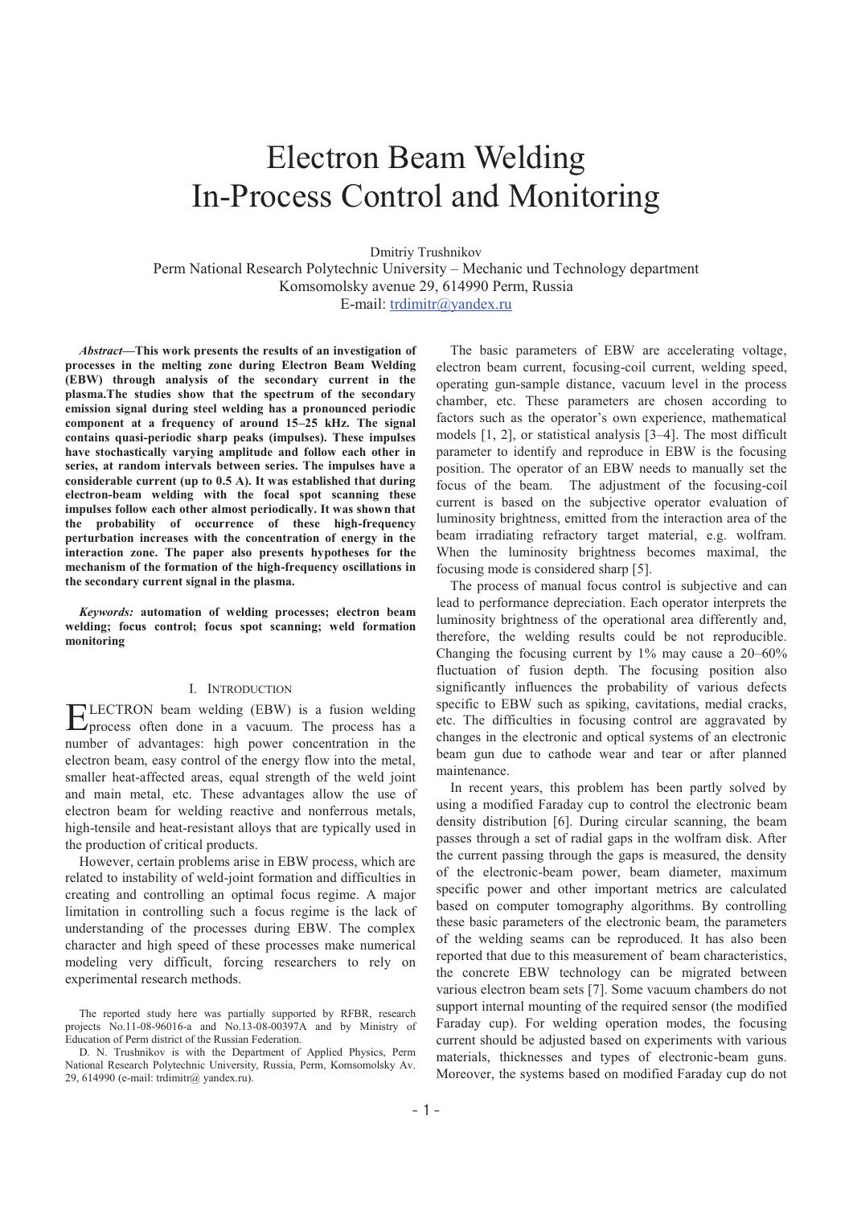# Electron Beam Welding In-Process Control and Monitoring

Dmitriy Trushnikov
Perm National Research Polytechnic University – Mechanic und Technology department
Komsomolsky avenue 29, 614990 Perm, Russia
E-mail: trdimitr@yandex.ru

***Abstract*—This work presents the results of an investigation of processes in the melting zone during Electron Beam Welding (EBW) through analysis of the secondary current in the plasma.The studies show that the spectrum of the secondary emission signal during steel welding has a pronounced periodic component at a frequency of around 15–25 kHz. The signal contains quasi-periodic sharp peaks (impulses). These impulses have stochastically varying amplitude and follow each other in series, at random intervals between series. The impulses have a considerable current (up to 0.5 A). It was established that during electron-beam welding with the focal spot scanning these impulses follow each other almost periodically. It was shown that the probability of occurrence of these high-frequency perturbation increases with the concentration of energy in the interaction zone. The paper also presents hypotheses for the mechanism of the formation of the high-frequency oscillations in the secondary current signal in the plasma.**

***Keywords:* automation of welding processes; electron beam welding; focus control; focus spot scanning; weld formation monitoring**

## I. Introduction

ELECTRON beam welding (EBW) is a fusion welding process often done in a vacuum. The process has a number of advantages: high power concentration in the electron beam, easy control of the energy flow into the metal, smaller heat-affected areas, equal strength of the weld joint and main metal, etc. These advantages allow the use of electron beam for welding reactive and nonferrous metals, high-tensile and heat-resistant alloys that are typically used in the production of critical products.

However, certain problems arise in EBW process, which are related to instability of weld-joint formation and difficulties in creating and controlling an optimal focus regime. A major limitation in controlling such a focus regime is the lack of understanding of the processes during EBW. The complex character and high speed of these processes make numerical modeling very difficult, forcing researchers to rely on experimental research methods.

The reported study here was partially supported by RFBR, research projects No.11-08-96016-a and No.13-08-00397A and by Ministry of Education of Perm district of the Russian Federation.

D. N. Trushnikov is with the Department of Applied Physics, Perm National Research Polytechnic University, Russia, Perm, Komsomolsky Av. 29, 614990 (e-mail: trdimitr@ yandex.ru).

The basic parameters of EBW are accelerating voltage, electron beam current, focusing-coil current, welding speed, operating gun-sample distance, vacuum level in the process chamber, etc. These parameters are chosen according to factors such as the operator's own experience, mathematical models [1, 2], or statistical analysis [3–4]. The most difficult parameter to identify and reproduce in EBW is the focusing position. The operator of an EBW needs to manually set the focus of the beam. The adjustment of the focusing-coil current is based on the subjective operator evaluation of luminosity brightness, emitted from the interaction area of the beam irradiating refractory target material, e.g. wolfram. When the luminosity brightness becomes maximal, the focusing mode is considered sharp [5].

The process of manual focus control is subjective and can lead to performance depreciation. Each operator interprets the luminosity brightness of the operational area differently and, therefore, the welding results could be not reproducible. Changing the focusing current by 1% may cause a 20–60% fluctuation of fusion depth. The focusing position also significantly influences the probability of various defects specific to EBW such as spiking, cavitations, medial cracks, etc. The difficulties in focusing control are aggravated by changes in the electronic and optical systems of an electronic beam gun due to cathode wear and tear or after planned maintenance.

In recent years, this problem has been partly solved by using a modified Faraday cup to control the electronic beam density distribution [6]. During circular scanning, the beam passes through a set of radial gaps in the wolfram disk. After the current passing through the gaps is measured, the density of the electronic-beam power, beam diameter, maximum specific power and other important metrics are calculated based on computer tomography algorithms. By controlling these basic parameters of the electronic beam, the parameters of the welding seams can be reproduced. It has also been reported that due to this measurement of beam characteristics, the concrete EBW technology can be migrated between various electron beam sets [7]. Some vacuum chambers do not support internal mounting of the required sensor (the modified Faraday cup). For welding operation modes, the focusing current should be adjusted based on experiments with various materials, thicknesses and types of electronic-beam guns. Moreover, the systems based on modified Faraday cup do not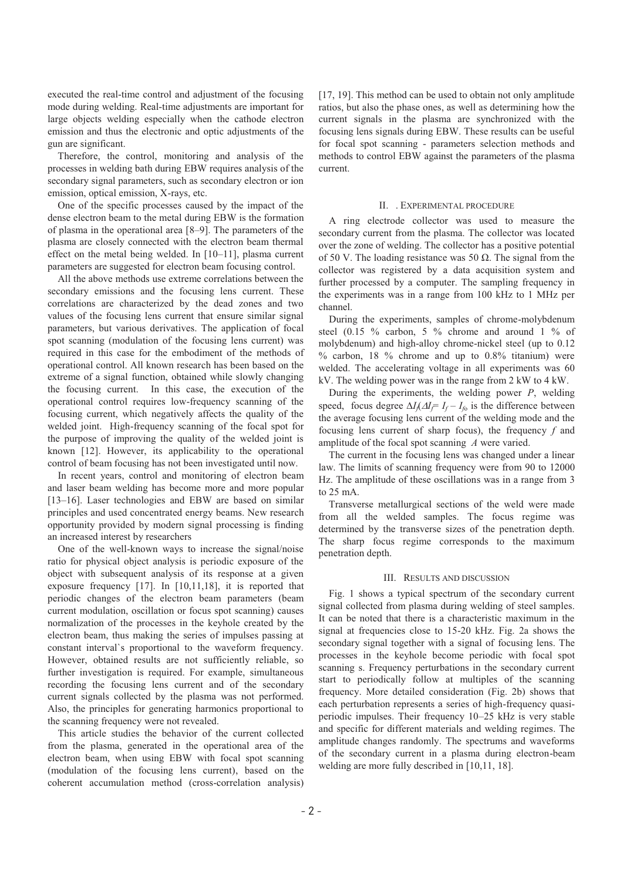executed the real-time control and adjustment of the focusing mode during welding. Real-time adjustments are important for large objects welding especially when the cathode electron emission and thus the electronic and optic adjustments of the gun are significant.

Therefore, the control, monitoring and analysis of the processes in welding bath during EBW requires analysis of the secondary signal parameters, such as secondary electron or ion emission, optical emission, X-rays, etc.

One of the specific processes caused by the impact of the dense electron beam to the metal during EBW is the formation of plasma in the operational area [8–9]. The parameters of the plasma are closely connected with the electron beam thermal effect on the metal being welded. In [10–11], plasma current parameters are suggested for electron beam focusing control.

All the above methods use extreme correlations between the secondary emissions and the focusing lens current. These correlations are characterized by the dead zones and two values of the focusing lens current that ensure similar signal parameters, but various derivatives. The application of focal spot scanning (modulation of the focusing lens current) was required in this case for the embodiment of the methods of operational control. All known research has been based on the extreme of a signal function, obtained while slowly changing the focusing current. In this case, the execution of the operational control requires low-frequency scanning of the focusing current, which negatively affects the quality of the welded joint. High-frequency scanning of the focal spot for the purpose of improving the quality of the welded joint is known [12]. However, its applicability to the operational control of beam focusing has not been investigated until now.

In recent years, control and monitoring of electron beam and laser beam welding has become more and more popular [13–16]. Laser technologies and EBW are based on similar principles and used concentrated energy beams. New research opportunity provided by modern signal processing is finding an increased interest by researchers

One of the well-known ways to increase the signal/noise ratio for physical object analysis is periodic exposure of the object with subsequent analysis of its response at a given exposure frequency [17]. In [10,11,18], it is reported that periodic changes of the electron beam parameters (beam current modulation, oscillation or focus spot scanning) causes normalization of the processes in the keyhole created by the electron beam, thus making the series of impulses passing at constant interval`s proportional to the waveform frequency. However, obtained results are not sufficiently reliable, so further investigation is required. For example, simultaneous recording the focusing lens current and of the secondary current signals collected by the plasma was not performed. Also, the principles for generating harmonics proportional to the scanning frequency were not revealed.

This article studies the behavior of the current collected from the plasma, generated in the operational area of the electron beam, when using EBW with focal spot scanning (modulation of the focusing lens current), based on the coherent accumulation method (cross-correlation analysis) [17, 19]. This method can be used to obtain not only amplitude ratios, but also the phase ones, as well as determining how the current signals in the plasma are synchronized with the focusing lens signals during EBW. These results can be useful for focal spot scanning - parameters selection methods and methods to control EBW against the parameters of the plasma current.

## II. . EXPERIMENTAL PROCEDURE

A ring electrode collector was used to measure the secondary current from the plasma. The collector was located over the zone of welding. The collector has a positive potential of 50 V. The loading resistance was 50 Ω. The signal from the collector was registered by a data acquisition system and further processed by a computer. The sampling frequency in the experiments was in a range from 100 kHz to 1 MHz per channel.

During the experiments, samples of chrome-molybdenum steel (0.15 % carbon, 5 % chrome and around 1 % of molybdenum) and high-alloy chrome-nickel steel (up to 0.12 % carbon, 18 % chrome and up to 0.8% titanium) were welded. The accelerating voltage in all experiments was 60 kV. The welding power was in the range from 2 kW to 4 kW.

During the experiments, the welding power $P$, welding speed, focus degree $\Delta I_f$($\Delta I_f = I_f - I_{fo}$ is the difference between the average focusing lens current of the welding mode and the focusing lens current of sharp focus), the frequency $f$ and amplitude of the focal spot scanning $A$ were varied.

The current in the focusing lens was changed under a linear law. The limits of scanning frequency were from 90 to 12000 Hz. The amplitude of these oscillations was in a range from 3 to 25 mA.

Transverse metallurgical sections of the weld were made from all the welded samples. The focus regime was determined by the transverse sizes of the penetration depth. The sharp focus regime corresponds to the maximum penetration depth.

## III. RESULTS AND DISCUSSION

Fig. 1 shows a typical spectrum of the secondary current signal collected from plasma during welding of steel samples. It can be noted that there is a characteristic maximum in the signal at frequencies close to 15-20 kHz. Fig. 2a shows the secondary signal together with a signal of focusing lens. The processes in the keyhole become periodic with focal spot scanning s. Frequency perturbations in the secondary current start to periodically follow at multiples of the scanning frequency. More detailed consideration (Fig. 2b) shows that each perturbation represents a series of high-frequency quasi-periodic impulses. Their frequency 10–25 kHz is very stable and specific for different materials and welding regimes. The amplitude changes randomly. The spectrums and waveforms of the secondary current in a plasma during electron-beam welding are more fully described in [10,11, 18].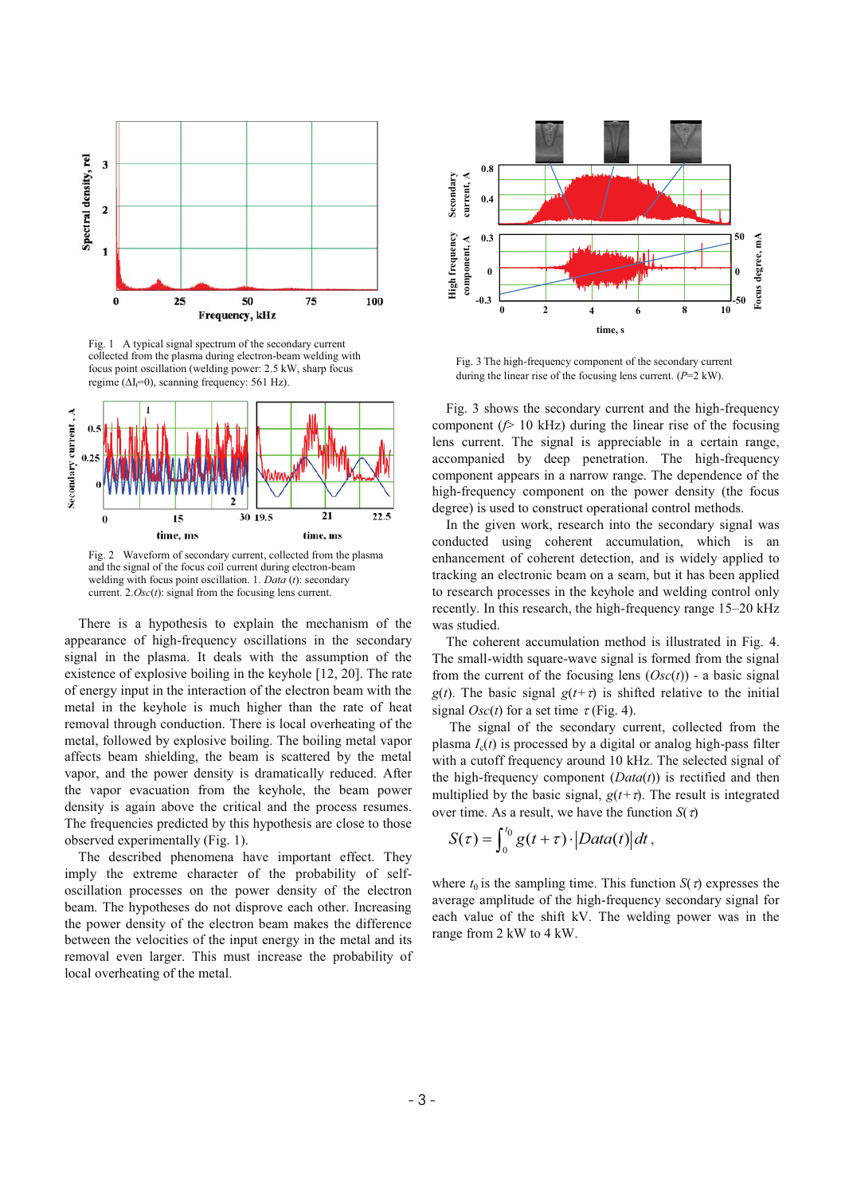Fig. 1 A typical signal spectrum of the secondary current collected from the plasma during electron-beam welding with focus point oscillation (welding power: 2.5 kW, sharp focus regime ($\Delta I_f$=0), scanning frequency: 561 Hz).

Fig. 2 Waveform of secondary current, collected from the plasma and the signal of the focus coil current during electron-beam welding with focus point oscillation. 1. *Data* ($t$): secondary current. 2.*Osc*($t$): signal from the focusing lens current.

There is a hypothesis to explain the mechanism of the appearance of high-frequency oscillations in the secondary signal in the plasma. It deals with the assumption of the existence of explosive boiling in the keyhole [12, 20]. The rate of energy input in the interaction of the electron beam with the metal in the keyhole is much higher than the rate of heat removal through conduction. There is local overheating of the metal, followed by explosive boiling. The boiling metal vapor affects beam shielding, the beam is scattered by the metal vapor, and the power density is dramatically reduced. After the vapor evacuation from the keyhole, the beam power density is again above the critical and the process resumes. The frequencies predicted by this hypothesis are close to those observed experimentally (Fig. 1).

The described phenomena have important effect. They imply the extreme character of the probability of self-oscillation processes on the power density of the electron beam. The hypotheses do not disprove each other. Increasing the power density of the electron beam makes the difference between the velocities of the input energy in the metal and its removal even larger. This must increase the probability of local overheating of the metal.

Fig. 3 The high-frequency component of the secondary current during the linear rise of the focusing lens current. ($P$=2 kW).

Fig. 3 shows the secondary current and the high-frequency component ($f$> 10 kHz) during the linear rise of the focusing lens current. The signal is appreciable in a certain range, accompanied by deep penetration. The high-frequency component appears in a narrow range. The dependence of the high-frequency component on the power density (the focus degree) is used to construct operational control methods.

In the given work, research into the secondary signal was conducted using coherent accumulation, which is an enhancement of coherent detection, and is widely applied to tracking an electronic beam on a seam, but it has been applied to research processes in the keyhole and welding control only recently. In this research, the high-frequency range 15–20 kHz was studied.

The coherent accumulation method is illustrated in Fig. 4. The small-width square-wave signal is formed from the signal from the current of the focusing lens (*Osc*($t$)) - a basic signal $g(t)$. The basic signal $g(t+\tau)$ is shifted relative to the initial signal *Osc*($t$) for a set time $\tau$ (Fig. 4).

The signal of the secondary current, collected from the plasma $I_c(t)$ is processed by a digital or analog high-pass filter with a cutoff frequency around 10 kHz. The selected signal of the high-frequency component (*Data*($t$)) is rectified and then multiplied by the basic signal, $g(t+\tau)$. The result is integrated over time. As a result, we have the function $S(\tau)$

$$S(\tau) = \int_0^{t_0} g(t+\tau) \cdot \left| Data(t) \right| dt \,,$$

where $t_0$ is the sampling time. This function $S(\tau)$ expresses the average amplitude of the high-frequency secondary signal for each value of the shift kV. The welding power was in the range from 2 kW to 4 kW.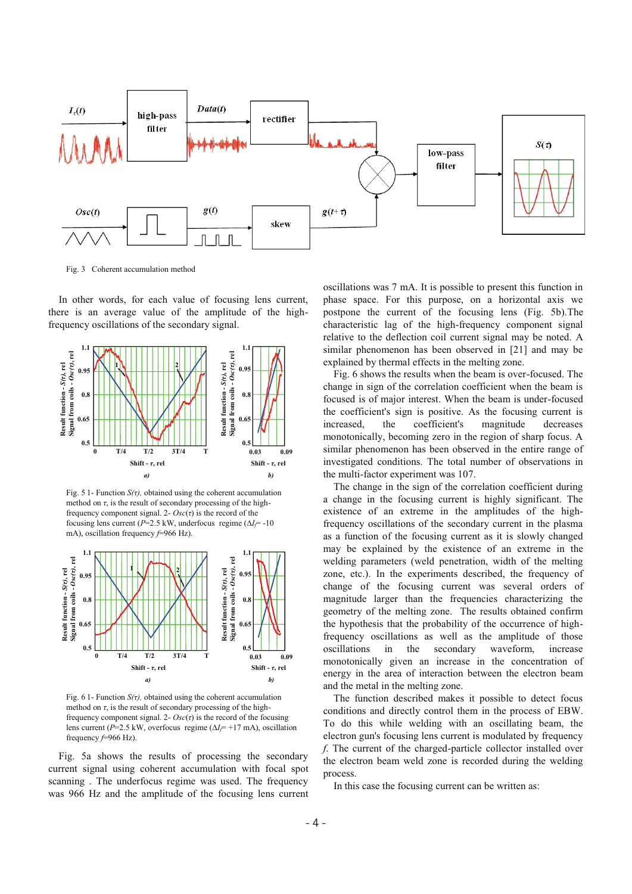Fig. 3 Coherent accumulation method

In other words, for each value of focusing lens current, there is an average value of the amplitude of the high-frequency oscillations of the secondary signal.

Fig. 5 1- Function $S(\tau)$, obtained using the coherent accumulation method on $\tau$, is the result of secondary processing of the high-frequency component signal. 2- $Osc(\tau)$ is the record of the focusing lens current ($P$=2.5 kW, underfocus regime ($\Delta I_f$= -10 mA), oscillation frequency $f$=966 Hz).

Fig. 6 1- Function $S(\tau)$, obtained using the coherent accumulation method on $\tau$, is the result of secondary processing of the high-frequency component signal. 2- $Osc(\tau)$ is the record of the focusing lens current ($P$=2.5 kW, overfocus regime ($\Delta I_f$= +17 mA), oscillation frequency $f$=966 Hz).

Fig. 5a shows the results of processing the secondary current signal using coherent accumulation with focal spot scanning . The underfocus regime was used. The frequency was 966 Hz and the amplitude of the focusing lens current oscillations was 7 mA. It is possible to present this function in phase space. For this purpose, on a horizontal axis we postpone the current of the focusing lens (Fig. 5b).The characteristic lag of the high-frequency component signal relative to the deflection coil current signal may be noted. A similar phenomenon has been observed in [21] and may be explained by thermal effects in the melting zone.

Fig. 6 shows the results when the beam is over-focused. The change in sign of the correlation coefficient when the beam is focused is of major interest. When the beam is under-focused the coefficient's sign is positive. As the focusing current is increased, the coefficient's magnitude decreases monotonically, becoming zero in the region of sharp focus. A similar phenomenon has been observed in the entire range of investigated conditions. The total number of observations in the multi-factor experiment was 107.

The change in the sign of the correlation coefficient during a change in the focusing current is highly significant. The existence of an extreme in the amplitudes of the high-frequency oscillations of the secondary current in the plasma as a function of the focusing current as it is slowly changed may be explained by the existence of an extreme in the welding parameters (weld penetration, width of the melting zone, etc.). In the experiments described, the frequency of change of the focusing current was several orders of magnitude larger than the frequencies characterizing the geometry of the melting zone. The results obtained confirm the hypothesis that the probability of the occurrence of high-frequency oscillations as well as the amplitude of those oscillations in the secondary waveform, increase monotonically given an increase in the concentration of energy in the area of interaction between the electron beam and the metal in the melting zone.

The function described makes it possible to detect focus conditions and directly control them in the process of EBW. To do this while welding with an oscillating beam, the electron gun's focusing lens current is modulated by frequency $f$. The current of the charged-particle collector installed over the electron beam weld zone is recorded during the welding process.

In this case the focusing current can be written as: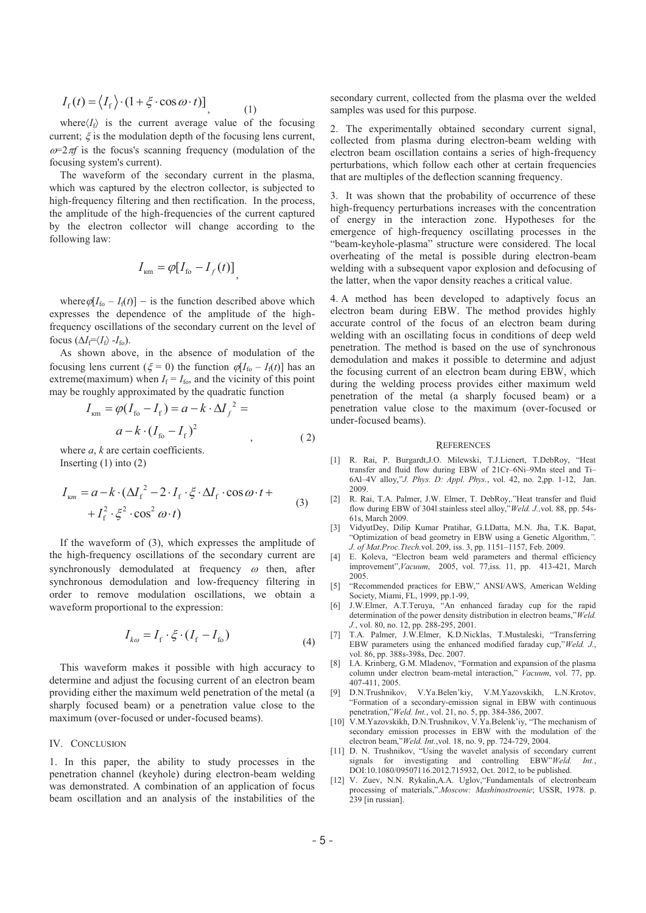$$I_f(t) = \langle I_f \rangle \cdot (1 + \xi \cdot \cos\omega \cdot t)] \qquad (1)$$

where $\langle I_f \rangle$ is the current average value of the focusing current; $\xi$ is the modulation depth of the focusing lens current, $\omega=2\pi f$ is the focus's scanning frequency (modulation of the focusing system's current).

The waveform of the secondary current in the plasma, which was captured by the electron collector, is subjected to high-frequency filtering and then rectification. In the process, the amplitude of the high-frequencies of the current captured by the electron collector will change according to the following law:

$$I_{\text{кm}} = \varphi[I_{\text{fo}} - I_f(t)],$$

where $\varphi[I_{\text{fo}} - I_f(t)]$ – is the function described above which expresses the dependence of the amplitude of the high-frequency oscillations of the secondary current on the level of focus ($\Delta I_f = \langle I_f \rangle - I_{\text{fo}}$).

As shown above, in the absence of modulation of the focusing lens current ($\xi = 0$) the function $\varphi[I_{\text{fo}} - I_f(t)]$ has an extreme(maximum) when $I_f = I_{\text{fo}}$, and the vicinity of this point may be roughly approximated by the quadratic function

$$I_{\text{кm}} = \varphi(I_{\text{fo}} - I_f) = a - k \cdot \Delta I_f^{\,2} = a - k \cdot (I_{\text{fo}} - I_f)^2, \qquad (2)$$

where $a$, $k$ are certain coefficients.
Inserting (1) into (2)

$$I_{\text{кm}} = a - k \cdot (\Delta I_f^{\,2} - 2 \cdot I_f \cdot \xi \cdot \Delta I_f \cdot \cos\omega \cdot t + I_f^2 \cdot \xi^2 \cdot \cos^2 \omega \cdot t) \qquad (3)$$

If the waveform of (3), which expresses the amplitude of the high-frequency oscillations of the secondary current are synchronously demodulated at frequency $\omega$ then, after synchronous demodulation and low-frequency filtering in order to remove modulation oscillations, we obtain a waveform proportional to the expression:

$$I_{k\omega} = I_f \cdot \xi \cdot (I_f - I_{\text{fo}}) \qquad (4)$$

This waveform makes it possible with high accuracy to determine and adjust the focusing current of an electron beam providing either the maximum weld penetration of the metal (a sharply focused beam) or a penetration value close to the maximum (over-focused or under-focused beams).

## IV. Conclusion

1. In this paper, the ability to study processes in the penetration channel (keyhole) during electron-beam welding was demonstrated. A combination of an application of focus beam oscillation and an analysis of the instabilities of the secondary current, collected from the plasma over the welded samples was used for this purpose.

2. The experimentally obtained secondary current signal, collected from plasma during electron-beam welding with electron beam oscillation contains a series of high-frequency perturbations, which follow each other at certain frequencies that are multiples of the deflection scanning frequency.

3. It was shown that the probability of occurrence of these high-frequency perturbations increases with the concentration of energy in the interaction zone. Hypotheses for the emergence of high-frequency oscillating processes in the "beam-keyhole-plasma" structure were considered. The local overheating of the metal is possible during electron-beam welding with a subsequent vapor explosion and defocusing of the latter, when the vapor density reaches a critical value.

4. A method has been developed to adaptively focus an electron beam during EBW. The method provides highly accurate control of the focus of an electron beam during welding with an oscillating focus in conditions of deep weld penetration. The method is based on the use of synchronous demodulation and makes it possible to determine and adjust the focusing current of an electron beam during EBW, which during the welding process provides either maximum weld penetration of the metal (a sharply focused beam) or a penetration value close to the maximum (over-focused or under-focused beams).

## References

[1] R. Rai, P. Burgardt,J.O. Milewski, T.J.Lienert, T.DebRoy, "Heat transfer and fluid flow during EBW of 21Cr–6Ni–9Mn steel and Ti–6Al–4V alloy,"*J. Phys. D: Appl. Phys.*, vol. 42, no. 2,pp. 1-12, Jan. 2009.

[2] R. Rai, T.A. Palmer, J.W. Elmer, T. DebRoy,."Heat transfer and fluid flow during EBW of 304l stainless steel alloy,"*Weld. J.,*vol. 88, pp. 54s-61s, March 2009.

[3] VidyutDey, Dilip Kumar Pratihar, G.LDatta, M.N. Jha, T.K. Bapat, "Optimization of bead geometry in EBW using a Genetic Algorithm,*". J. of Mat.Proc.Ttech.*vol. 209, iss. 3, pp. 1151–1157, Feb. 2009.

[4] E. Koleva, "Electron beam weld parameters and thermal efficiency improvement",*Vacuum*, 2005, vol. 77,iss. 11, pp. 413-421, March 2005.

[5] "Recommended practices for EBW," ANSI/AWS, American Welding Society, Miami, FL, 1999, pp.1-99,

[6] J.W.Elmer, A.T.Teruya, "An enhanced faraday cup for the rapid determination of the power density distribution in electron beams,"*Weld. J.*, vol. 80, no. 12, pp. 288-295, 2001.

[7] T.A. Palmer, J.W.Elmer, K.D.Nicklas, T.Mustaleski, "Transferring EBW parameters using the enhanced modified faraday cup,"*Weld. J.*, vol. 86, pp. 388s-398s, Dec. 2007.

[8] I.A. Krinberg, G.M. Mladenov, "Formation and expansion of the plasma column under electron beam-metal interaction," *Vacuum*, vol. 77, pp. 407-411, 2005.

[9] D.N.Trushnikov, V.Ya.Belen'kiy, V.M.Yazovskikh, L.N.Krotov, "Formation of a secondary-emission signal in EBW with continuous penetration,"*Weld. Int.*, vol. 21, no. 5, pp. 384-386, 2007.

[10] V.M.Yazovskikh, D.N.Trushnikov, V.Ya.Belenk'iy, "The mechanism of secondary emission processes in EBW with the modulation of the electron beam,"*Weld. Int.*,vol. 18, no. 9, pp. 724-729, 2004.

[11] D. N. Trushnikov, "Using the wavelet analysis of secondary current signals for investigating and controlling EBW"*Weld. Int.*, DOI:10.1080/09507116.2012.715932, Oct. 2012, to be published.

[12] V. Zuev, N.N. Rykalin,A.A. Uglov,"Fundamentals of electronbeam processing of materials,".*Moscow: Mashinostroenie*; USSR, 1978. p. 239 [in russian].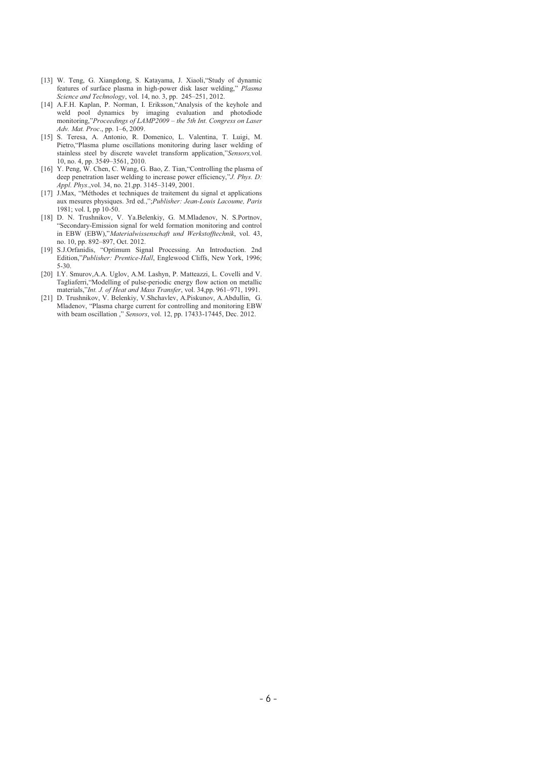[13] W. Teng, G. Xiangdong, S. Katayama, J. Xiaoli,"Study of dynamic features of surface plasma in high-power disk laser welding," *Plasma Science and Technology*, vol. 14, no. 3, pp. 245–251, 2012.

[14] A.F.H. Kaplan, P. Norman, I. Eriksson,"Analysis of the keyhole and weld pool dynamics by imaging evaluation and photodiode monitoring,"*Proceedings of LAMP2009 – the 5th Int. Congress on Laser Adv. Mat. Proc*., pp. 1–6, 2009.

[15] S. Teresa, A. Antonio, R. Domenico, L. Valentina, T. Luigi, M. Pietro,"Plasma plume oscillations monitoring during laser welding of stainless steel by discrete wavelet transform application,"*Sensors,*vol. 10, no. 4, pp. 3549–3561, 2010.

[16] Y. Peng, W. Chen, C. Wang, G. Bao, Z. Tian,"Controlling the plasma of deep penetration laser welding to increase power efficiency,"*J. Phys. D: Appl. Phys*.,vol. 34, no. 21,pp. 3145–3149, 2001.

[17] J.Max, "Méthodes et techniques de traitement du signal et applications aux mesures physiques. 3rd ed.,";*Publisher: Jean-Louis Lacoume, Paris* 1981; vol. I, pp 10-50.

[18] D. N. Trushnikov, V. Ya.Belenkiy, G. M.Mladenov, N. S.Portnov, "Secondary-Emission signal for weld formation monitoring and control in EBW (EBW),"*Materialwissenschaft und Werkstofftechnik*, vol. 43, no. 10, pp. 892–897, Oct. 2012.

[19] S.J.Orfanidis, "Optimum Signal Processing. An Introduction. 2nd Edition,"*Publisher: Prentice-Hall*, Englewood Cliffs, New York, 1996; 5-30.

[20] I.Y. Smurov,A.A. Uglov, A.M. Lashyn, P. Matteazzi, L. Covelli and V. Tagliaferri,"Modelling of pulse-periodic energy flow action on metallic materials,"*Int. J. of Heat and Mass Transfer*, vol. 34,pp. 961–971, 1991.

[21] D. Trushnikov, V. Belenkiy, V.Shchavlev, A.Piskunov, A.Abdullin, G. Mladenov, "Plasma charge current for controlling and monitoring EBW with beam oscillation ," *Sensors*, vol. 12, pp. 17433-17445, Dec. 2012.